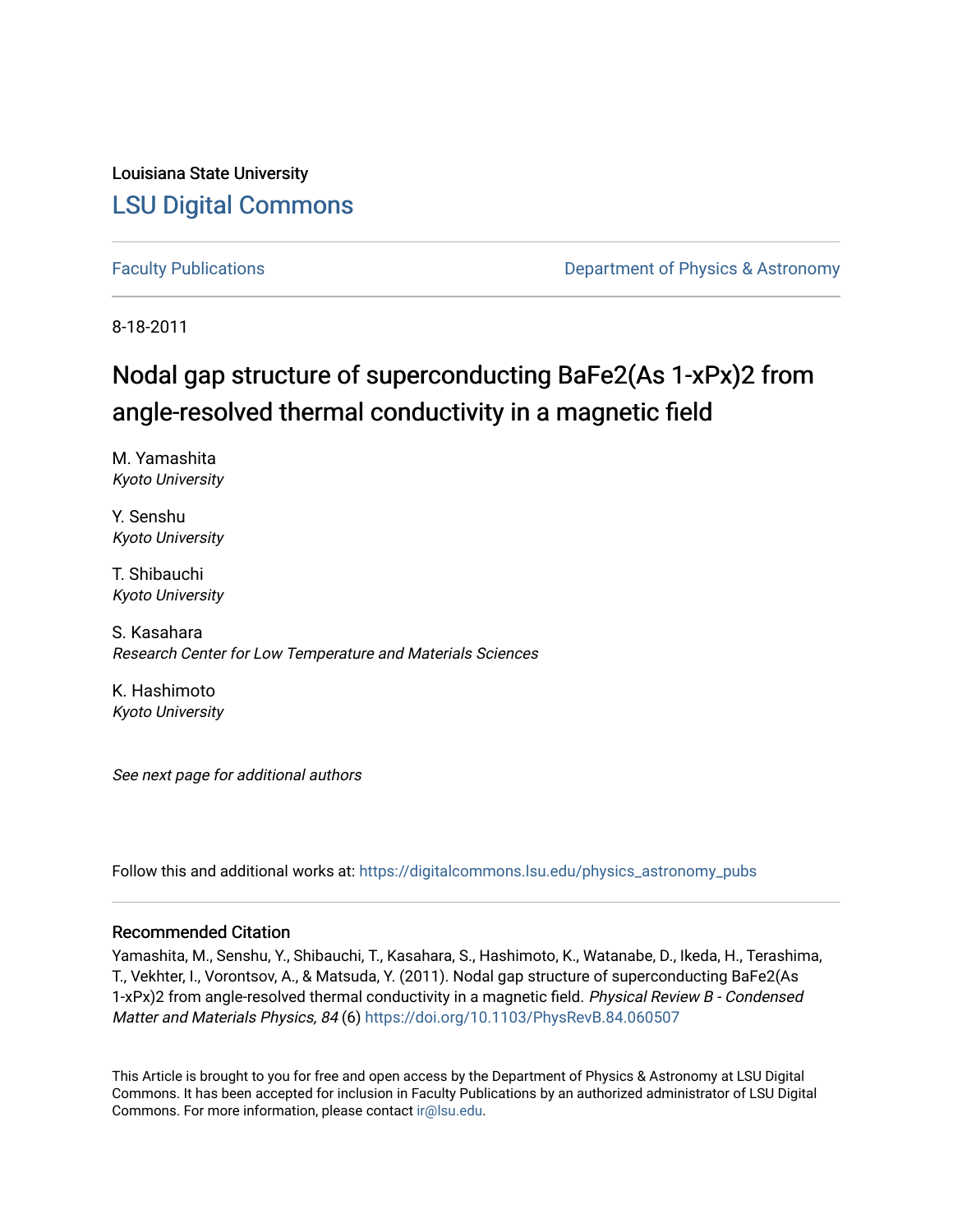Louisiana State University

# LSU Digital Commons

Faculty Publications

Department of Physics & Astronomy

8-18-2011

# Nodal gap structure of superconducting BaFe2(As 1-xPx)2 from angle-resolved thermal conductivity in a magnetic field

M. Yamashita
*Kyoto University*

Y. Senshu
*Kyoto University*

T. Shibauchi
*Kyoto University*

S. Kasahara
*Research Center for Low Temperature and Materials Sciences*

K. Hashimoto
*Kyoto University*

*See next page for additional authors*

Follow this and additional works at: https://digitalcommons.lsu.edu/physics_astronomy_pubs

## Recommended Citation

Yamashita, M., Senshu, Y., Shibauchi, T., Kasahara, S., Hashimoto, K., Watanabe, D., Ikeda, H., Terashima, T., Vekhter, I., Vorontsov, A., & Matsuda, Y. (2011). Nodal gap structure of superconducting BaFe2(As 1-xPx)2 from angle-resolved thermal conductivity in a magnetic field. *Physical Review B - Condensed Matter and Materials Physics, 84* (6) https://doi.org/10.1103/PhysRevB.84.060507

This Article is brought to you for free and open access by the Department of Physics & Astronomy at LSU Digital Commons. It has been accepted for inclusion in Faculty Publications by an authorized administrator of LSU Digital Commons. For more information, please contact ir@lsu.edu.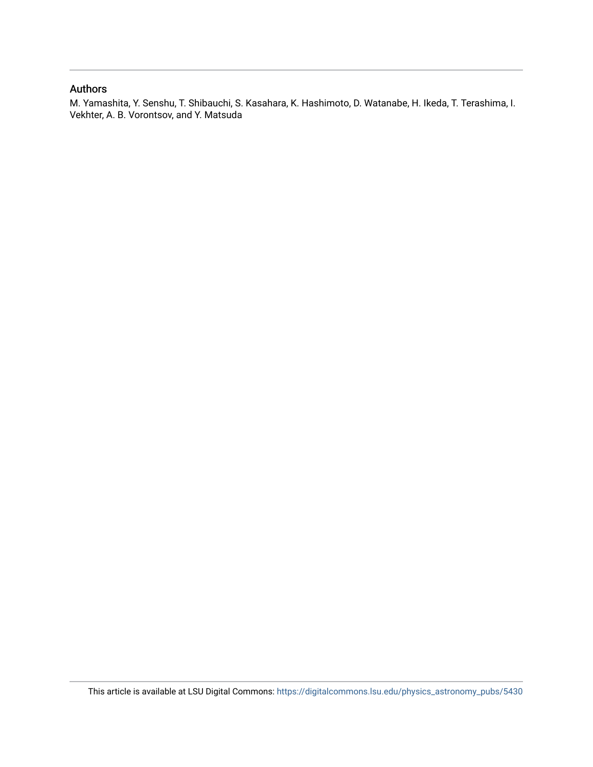## Authors

M. Yamashita, Y. Senshu, T. Shibauchi, S. Kasahara, K. Hashimoto, D. Watanabe, H. Ikeda, T. Terashima, I. Vekhter, A. B. Vorontsov, and Y. Matsuda

This article is available at LSU Digital Commons: https://digitalcommons.lsu.edu/physics_astronomy_pubs/5430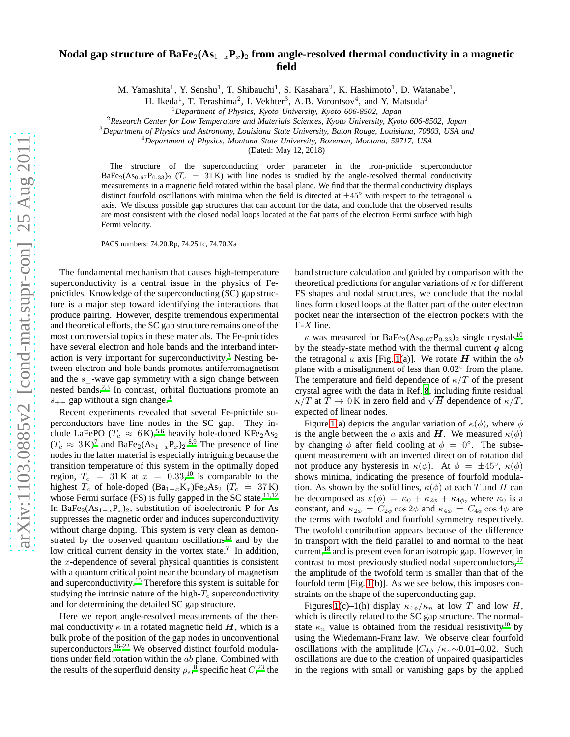# Nodal gap structure of $BaFe_2(As_{1-x}P_x)_2$ from angle-resolved thermal conductivity in a magnetic field

M. Yamashita[1], Y. Senshu[1], T. Shibauchi[1], S. Kasahara[2], K. Hashimoto[1], D. Watanabe[1], H. Ikeda[1], T. Terashima[2], I. Vekhter[3], A. B. Vorontsov[4], and Y. Matsuda[1]

[1]*Department of Physics, Kyoto University, Kyoto 606-8502, Japan*
[2]*Research Center for Low Temperature and Materials Sciences, Kyoto University, Kyoto 606-8502, Japan*
[3]*Department of Physics and Astronomy, Louisiana State University, Baton Rouge, Louisiana, 70803, USA and*
[4]*Department of Physics, Montana State University, Bozeman, Montana, 59717, USA*

(Dated: May 12, 2018)

The structure of the superconducting order parameter in the iron-pnictide superconductor $BaFe_2(As_{0.67}P_{0.33})_2$ ($T_c = 31$ K) with line nodes is studied by the angle-resolved thermal conductivity measurements in a magnetic field rotated within the basal plane. We find that the thermal conductivity displays distinct fourfold oscillations with minima when the field is directed at $\pm 45^\circ$ with respect to the tetragonal $a$ axis. We discuss possible gap structures that can account for the data, and conclude that the observed results are most consistent with the closed nodal loops located at the flat parts of the electron Fermi surface with high Fermi velocity.

PACS numbers: 74.20.Rp, 74.25.fc, 74.70.Xa

The fundamental mechanism that causes high-temperature superconductivity is a central issue in the physics of Fe-pnictides. Knowledge of the superconducting (SC) gap structure is a major step toward identifying the interactions that produce pairing. However, despite tremendous experimental and theoretical efforts, the SC gap structure remains one of the most controversial topics in these materials. The Fe-pnictides have several electron and hole bands and the interband interaction is very important for superconductivity.[1] Nesting between electron and hole bands promotes antiferromagnetism and the $s_\pm$-wave gap symmetry with a sign change between nested bands.[2,3] In contrast, orbital fluctuations promote an $s_{++}$ gap without a sign change.[4]

Recent experiments revealed that several Fe-pnictide superconductors have line nodes in the SC gap. They include LaFePO ($T_c \approx 6$ K),[5,6] heavily hole-doped $KFe_2As_2$ ($T_c \approx 3$ K)[7] and $BaFe_2(As_{1-x}P_x)_2$.[8,9] The presence of line nodes in the latter material is especially intriguing because the transition temperature of this system in the optimally doped region, $T_c = 31$ K at $x = 0.33$,[10] is comparable to the highest $T_c$ of hole-doped $(Ba_{1-x}K_x)Fe_2As_2$ ($T_c = 37$ K) whose Fermi surface (FS) is fully gapped in the SC state.[11,12] In $BaFe_2(As_{1-x}P_x)_2$, substitution of isoelectronic P for As suppresses the magnetic order and induces superconductivity without charge doping. This system is very clean as demonstrated by the observed quantum oscillations[13] and by the low critical current density in the vortex state.[?] In addition, the $x$-dependence of several physical quantities is consistent with a quantum critical point near the boundary of magnetism and superconductivity.[15] Therefore this system is suitable for studying the intrinsic nature of the high-$T_c$ superconductivity and for determining the detailed SC gap structure.

Here we report angle-resolved measurements of the thermal conductivity $\kappa$ in a rotated magnetic field $\boldsymbol{H}$, which is a bulk probe of the position of the gap nodes in unconventional superconductors.[16–22] We observed distinct fourfold modulations under field rotation within the $ab$ plane. Combined with the results of the superfluid density $\rho_s$,[8] specific heat $C$,[23] the band structure calculation and guided by comparison with the theoretical predictions for angular variations of $\kappa$ for different FS shapes and nodal structures, we conclude that the nodal lines form closed loops at the flatter part of the outer electron pocket near the intersection of the electron pockets with the $\Gamma$-$X$ line.

$\kappa$ was measured for $BaFe_2(As_{0.67}P_{0.33})_2$ single crystals[10] by the steady-state method with the thermal current $\boldsymbol{q}$ along the tetragonal $a$ axis [Fig. 1(a)]. We rotate $\boldsymbol{H}$ within the $ab$ plane with a misalignment of less than $0.02^\circ$ from the plane. The temperature and field dependence of $\kappa/T$ of the present crystal agree with the data in Ref. 8, including finite residual $\kappa/T$ at $T \to 0$ K in zero field and $\sqrt{H}$ dependence of $\kappa/T$, expected of linear nodes.

Figure 1(a) depicts the angular variation of $\kappa(\phi)$, where $\phi$ is the angle between the $a$ axis and $\boldsymbol{H}$. We measured $\kappa(\phi)$ by changing $\phi$ after field cooling at $\phi = 0^\circ$. The subsequent measurement with an inverted direction of rotation did not produce any hysteresis in $\kappa(\phi)$. At $\phi = \pm 45^\circ$, $\kappa(\phi)$ shows minima, indicating the presence of fourfold modulation. As shown by the solid lines, $\kappa(\phi)$ at each $T$ and $H$ can be decomposed as $\kappa(\phi) = \kappa_0 + \kappa_{2\phi} + \kappa_{4\phi}$, where $\kappa_0$ is a constant, and $\kappa_{2\phi} = C_{2\phi}\cos 2\phi$ and $\kappa_{4\phi} = C_{4\phi}\cos 4\phi$ are the terms with twofold and fourfold symmetry respectively. The twofold contribution appears because of the difference in transport with the field parallel to and normal to the heat current,[18] and is present even for an isotropic gap. However, in contrast to most previously studied nodal superconductors,[17] the amplitude of the twofold term is smaller than that of the fourfold term [Fig. 1(b)]. As we see below, this imposes constraints on the shape of the superconducting gap.

Figures 1(c)–1(h) display $\kappa_{4\phi}/\kappa_n$ at low $T$ and low $H$, which is directly related to the SC gap structure. The normal-state $\kappa_n$ value is obtained from the residual resistivity[10] by using the Wiedemann-Franz law. We observe clear fourfold oscillations with the amplitude $|C_{4\phi}|/\kappa_n \sim 0.01$–$0.02$. Such oscillations are due to the creation of unpaired quasiparticles in the regions with small or vanishing gaps by the applied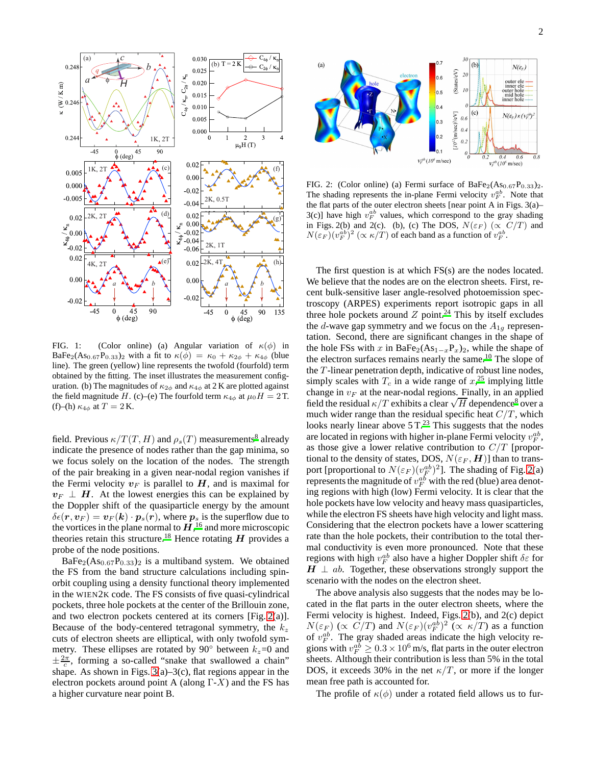FIG. 1: (Color online) (a) Angular variation of $\kappa(\phi)$ in $BaFe_2(As_{0.67}P_{0.33})_2$ with a fit to $\kappa(\phi) = \kappa_0 + \kappa_{2\phi} + \kappa_{4\phi}$ (blue line). The green (yellow) line represents the twofold (fourfold) term obtained by the fitting. The inset illustrates the measurement configuration. (b) The magnitudes of $\kappa_{2\phi}$ and $\kappa_{4\phi}$ at 2 K are plotted against the field magnitude $H$. (c)–(e) The fourfold term $\kappa_{4\phi}$ at $\mu_0 H = 2$ T. (f)–(h) $\kappa_{4\phi}$ at $T = 2$ K.

field. Previous $\kappa/T(T, H)$ and $\rho_s(T)$ measurements[8] already indicate the presence of nodes rather than the gap minima, so we focus solely on the location of the nodes. The strength of the pair breaking in a given near-nodal region vanishes if the Fermi velocity $\boldsymbol{v}_F$ is parallel to $\boldsymbol{H}$, and is maximal for $\boldsymbol{v}_F \perp \boldsymbol{H}$. At the lowest energies this can be explained by the Doppler shift of the quasiparticle energy by the amount $\delta\epsilon(\boldsymbol{r}, \boldsymbol{v}_F) = \boldsymbol{v}_F(\boldsymbol{k}) \cdot \boldsymbol{p}_s(\boldsymbol{r})$, where $\boldsymbol{p}_s$ is the superflow due to the vortices in the plane normal to $\boldsymbol{H}$,[16] and more microscopic theories retain this structure.[18] Hence rotating $\boldsymbol{H}$ provides a probe of the node positions.

$BaFe_2(As_{0.67}P_{0.33})_2$ is a multiband system. We obtained the FS from the band structure calculations including spin-orbit coupling using a density functional theory implemented in the WIEN2K code. The FS consists of five quasi-cylindrical pockets, three hole pockets at the center of the Brillouin zone, and two electron pockets centered at its corners [Fig. 2(a)]. Because of the body-centered tetragonal symmetry, the $k_z$ cuts of electron sheets are elliptical, with only twofold symmetry. These ellipses are rotated by 90° between $k_z$=0 and $\pm\frac{2\pi}{c}$, forming a so-called "snake that swallowed a chain" shape. As shown in Figs. 3(a)–3(c), flat regions appear in the electron pockets around point A (along Γ-$X$) and the FS has a higher curvature near point B.

FIG. 2: (Color online) (a) Fermi surface of $BaFe_2(As_{0.67}P_{0.33})_2$. The shading represents the in-plane Fermi velocity $v_F^{ab}$. Note that the flat parts of the outer electron sheets [near point A in Figs. 3(a)–3(c)] have high $v_F^{ab}$ values, which correspond to the gray shading in Figs. 2(b) and 2(c). (b), (c) The DOS, $N(\varepsilon_F)$ ($\propto C/T$) and $N(\varepsilon_F)(v_F^{ab})^2$ ($\propto \kappa/T$) of each band as a function of $v_F^{ab}$.

The first question is at which FS(s) are the nodes located. We believe that the nodes are on the electron sheets. First, recent bulk-sensitive laser angle-resolved photoemission spectroscopy (ARPES) experiments report isotropic gaps in all three hole pockets around $Z$ point.[24] This by itself excludes the $d$-wave gap symmetry and we focus on the $A_{1g}$ representation. Second, there are significant changes in the shape of the hole FSs with $x$ in $BaFe_2(As_{1-x}P_x)_2$, while the shape of the electron surfaces remains nearly the same.[10] The slope of the $T$-linear penetration depth, indicative of robust line nodes, simply scales with $T_c$ in a wide range of $x$,[25] implying little change in $v_F$ at the near-nodal regions. Finally, in an applied field the residual $\kappa/T$ exhibits a clear $\sqrt{H}$ dependence[8] over a much wider range than the residual specific heat $C/T$, which looks nearly linear above 5 T.[23] This suggests that the nodes are located in regions with higher in-plane Fermi velocity $v_F^{ab}$, as those give a lower relative contribution to $C/T$ [proportional to the density of states, DOS, $N(\varepsilon_F, \boldsymbol{H})$] than to transport [proportional to $N(\varepsilon_F)(v_F^{ab})^2$]. The shading of Fig. 2(a) represents the magnitude of $v_F^{ab}$ with the red (blue) area denoting regions with high (low) Fermi velocity. It is clear that the hole pockets have low velocity and heavy mass quasiparticles, while the electron FS sheets have high velocity and light mass. Considering that the electron pockets have a lower scattering rate than the hole pockets, their contribution to the total thermal conductivity is even more pronounced. Note that these regions with high $v_F^{ab}$ also have a higher Doppler shift $\delta\varepsilon$ for $\boldsymbol{H} \perp ab$. Together, these observations strongly support the scenario with the nodes on the electron sheet.

The above analysis also suggests that the nodes may be located in the flat parts in the outer electron sheets, where the Fermi velocity is highest. Indeed, Figs. 2(b), and 2(c) depict $N(\varepsilon_F)$ ($\propto C/T$) and $N(\varepsilon_F)(v_F^{ab})^2$ ($\propto \kappa/T$) as a function of $v_F^{ab}$. The gray shaded areas indicate the high velocity regions with $v_F^{ab} \geq 0.3 \times 10^6$ m/s, flat parts in the outer electron sheets. Although their contribution is less than 5% in the total DOS, it exceeds 30% in the net $\kappa/T$, or more if the longer mean free path is accounted for.

The profile of $\kappa(\phi)$ under a rotated field allows us to fur-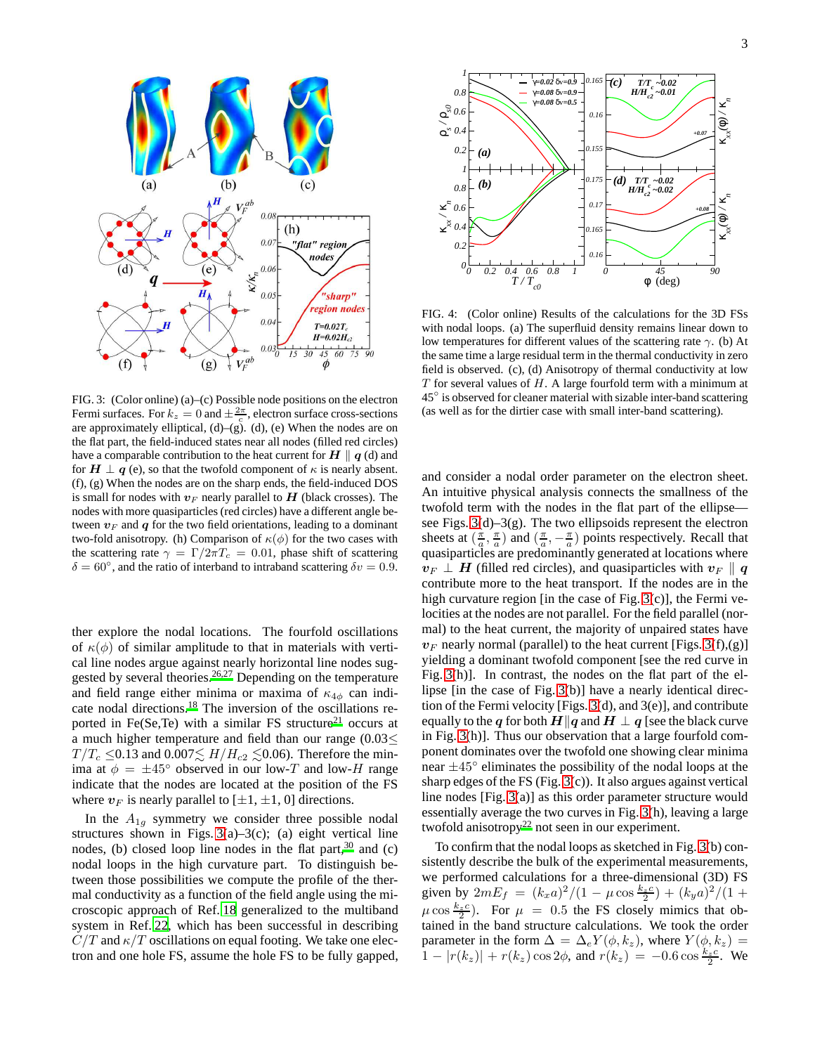FIG. 3: (Color online) (a)–(c) Possible node positions on the electron Fermi surfaces. For $k_z = 0$ and $\pm\frac{2\pi}{c}$, electron surface cross-sections are approximately elliptical, (d)–(g). (d), (e) When the nodes are on the flat part, the field-induced states near all nodes (filled red circles) have a comparable contribution to the heat current for $\boldsymbol{H} \parallel \boldsymbol{q}$ (d) and for $\boldsymbol{H} \perp \boldsymbol{q}$ (e), so that the twofold component of $\kappa$ is nearly absent. (f), (g) When the nodes are on the sharp ends, the field-induced DOS is small for nodes with $\boldsymbol{v}_F$ nearly parallel to $\boldsymbol{H}$ (black crosses). The nodes with more quasiparticles (red circles) have a different angle between $\boldsymbol{v}_F$ and $\boldsymbol{q}$ for the two field orientations, leading to a dominant two-fold anisotropy. (h) Comparison of $\kappa(\phi)$ for the two cases with the scattering rate $\gamma = \Gamma/2\pi T_c = 0.01$, phase shift of scattering $\delta = 60^\circ$, and the ratio of interband to intraband scattering $\delta v = 0.9$.

FIG. 4: (Color online) Results of the calculations for the 3D FSs with nodal loops. (a) The superfluid density remains linear down to low temperatures for different values of the scattering rate $\gamma$. (b) At the same time a large residual term in the thermal conductivity in zero field is observed. (c), (d) Anisotropy of thermal conductivity at low $T$ for several values of $H$. A large fourfold term with a minimum at $45^\circ$ is observed for cleaner material with sizable inter-band scattering (as well as for the dirtier case with small inter-band scattering).

ther explore the nodal locations. The fourfold oscillations of $\kappa(\phi)$ of similar amplitude to that in materials with vertical line nodes argue against nearly horizontal line nodes suggested by several theories.[26,27] Depending on the temperature and field range either minima or maxima of $\kappa_{4\phi}$ can indicate nodal directions.[18] The inversion of the oscillations reported in Fe(Se,Te) with a similar FS structure[21] occurs at a much higher temperature and field than our range ($0.03 \lesssim T/T_c \lesssim 0.13$ and $0.007 \lesssim H/H_{c2} \lesssim 0.06$). Therefore the minima at $\phi = \pm 45^\circ$ observed in our low-$T$ and low-$H$ range indicate that the nodes are located at the position of the FS where $\boldsymbol{v}_F$ is nearly parallel to $[\pm1, \pm1, 0]$ directions.

In the $A_{1g}$ symmetry we consider three possible nodal structures shown in Figs. 3(a)–3(c); (a) eight vertical line nodes, (b) closed loop line nodes in the flat part,[30] and (c) nodal loops in the high curvature part. To distinguish between those possibilities we compute the profile of the thermal conductivity as a function of the field angle using the microscopic approach of Ref. 18 generalized to the multiband system in Ref. 22, which has been successful in describing $C/T$ and $\kappa/T$ oscillations on equal footing. We take one electron and one hole FS, assume the hole FS to be fully gapped, and consider a nodal order parameter on the electron sheet. An intuitive physical analysis connects the smallness of the twofold term with the nodes in the flat part of the ellipse—see Figs. 3(d)–3(g). The two ellipsoids represent the electron sheets at $(\frac{\pi}{a}, \frac{\pi}{a})$ and $(\frac{\pi}{a}, -\frac{\pi}{a})$ points respectively. Recall that quasiparticles are predominantly generated at locations where $\boldsymbol{v}_F \perp \boldsymbol{H}$ (filled red circles), and quasiparticles with $\boldsymbol{v}_F \parallel \boldsymbol{q}$ contribute more to the heat transport. If the nodes are in the high curvature region [in the case of Fig. 3(c)], the Fermi velocities at the nodes are not parallel. For the field parallel (normal) to the heat current, the majority of unpaired states have $\boldsymbol{v}_F$ nearly normal (parallel) to the heat current [Figs. 3(f),(g)] yielding a dominant twofold component [see the red curve in Fig. 3(h)]. In contrast, the nodes on the flat part of the ellipse [in the case of Fig. 3(b)] have a nearly identical direction of the Fermi velocity [Figs. 3(d), and 3(e)], and contribute equally to the $\boldsymbol{q}$ for both $\boldsymbol{H} \| \boldsymbol{q}$ and $\boldsymbol{H} \perp \boldsymbol{q}$ [see the black curve in Fig. 3(h)]. Thus our observation that a large fourfold component dominates over the twofold one showing clear minima near $\pm45^\circ$ eliminates the possibility of the nodal loops at the sharp edges of the FS (Fig. 3(c)). It also argues against vertical line nodes [Fig. 3(a)] as this order parameter structure would essentially average the two curves in Fig. 3(h), leaving a large twofold anisotropy[22] not seen in our experiment.

To confirm that the nodal loops as sketched in Fig. 3(b) consistently describe the bulk of the experimental measurements, we performed calculations for a three-dimensional (3D) FS given by $2mE_f = (k_x a)^2/(1 - \mu \cos\frac{k_z c}{2}) + (k_y a)^2/(1 + \mu \cos\frac{k_z c}{2})$. For $\mu = 0.5$ the FS closely mimics that obtained in the band structure calculations. We took the order parameter in the form $\Delta = \Delta_e Y(\phi, k_z)$, where $Y(\phi, k_z) = 1 - |r(k_z)| + r(k_z)\cos 2\phi$, and $r(k_z) = -0.6\cos\frac{k_z c}{2}$. We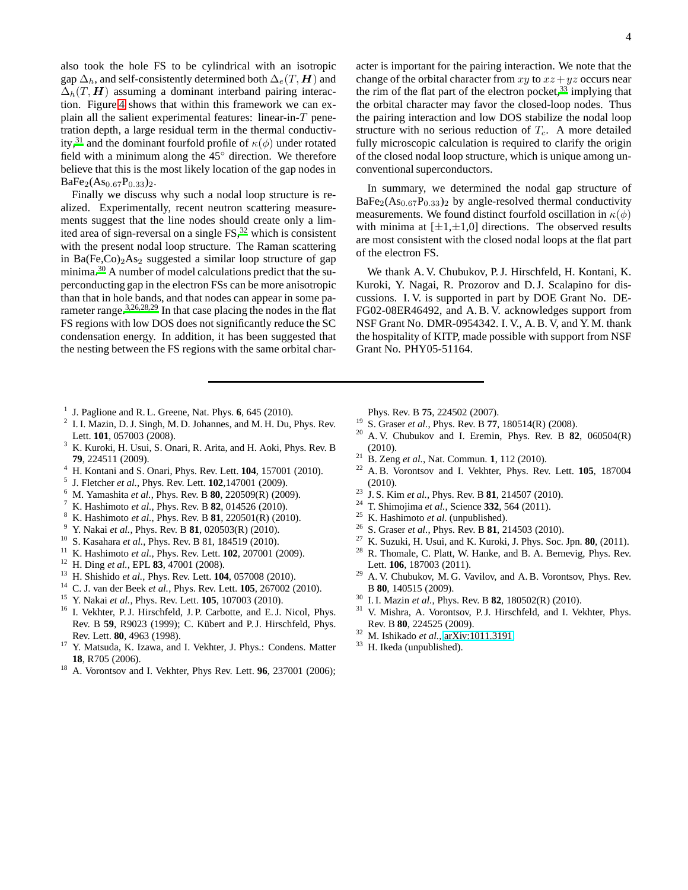also took the hole FS to be cylindrical with an isotropic gap $\Delta_h$, and self-consistently determined both $\Delta_e(T, \boldsymbol{H})$ and $\Delta_h(T, \boldsymbol{H})$ assuming a dominant interband pairing interaction. Figure 4 shows that within this framework we can explain all the salient experimental features: linear-in-$T$ penetration depth, a large residual term in the thermal conductivity,[31] and the dominant fourfold profile of $\kappa(\phi)$ under rotated field with a minimum along the 45° direction. We therefore believe that this is the most likely location of the gap nodes in $BaFe_2(As_{0.67}P_{0.33})_2$.

Finally we discuss why such a nodal loop structure is realized. Experimentally, recent neutron scattering measurements suggest that the line nodes should create only a limited area of sign-reversal on a single FS,[32] which is consistent with the present nodal loop structure. The Raman scattering in $Ba(Fe,Co)_2As_2$ suggested a similar loop structure of gap minima.[30] A number of model calculations predict that the superconducting gap in the electron FSs can be more anisotropic than that in hole bands, and that nodes can appear in some parameter range.[3,26,28,29] In that case placing the nodes in the flat FS regions with low DOS does not significantly reduce the SC condensation energy. In addition, it has been suggested that the nesting between the FS regions with the same orbital character is important for the pairing interaction. We note that the change of the orbital character from $xy$ to $xz+yz$ occurs near the rim of the flat part of the electron pocket,[33] implying that the orbital character may favor the closed-loop nodes. Thus the pairing interaction and low DOS stabilize the nodal loop structure with no serious reduction of $T_c$. A more detailed fully microscopic calculation is required to clarify the origin of the closed nodal loop structure, which is unique among unconventional superconductors.

In summary, we determined the nodal gap structure of $BaFe_2(As_{0.67}P_{0.33})_2$ by angle-resolved thermal conductivity measurements. We found distinct fourfold oscillation in $\kappa(\phi)$ with minima at [$\pm$1,$\pm$1,0] directions. The observed results are most consistent with the closed nodal loops at the flat part of the electron FS.

We thank A. V. Chubukov, P. J. Hirschfeld, H. Kontani, K. Kuroki, Y. Nagai, R. Prozorov and D. J. Scalapino for discussions. I. V. is supported in part by DOE Grant No. DE-FG02-08ER46492, and A. B. V. acknowledges support from NSF Grant No. DMR-0954342. I. V., A. B. V, and Y. M. thank the hospitality of KITP, made possible with support from NSF Grant No. PHY05-51164.

---

1. J. Paglione and R. L. Greene, Nat. Phys. **6**, 645 (2010).
2. I. I. Mazin, D. J. Singh, M. D. Johannes, and M. H. Du, Phys. Rev. Lett. **101**, 057003 (2008).
3. K. Kuroki, H. Usui, S. Onari, R. Arita, and H. Aoki, Phys. Rev. B **79**, 224511 (2009).
4. H. Kontani and S. Onari, Phys. Rev. Lett. **104**, 157001 (2010).
5. J. Fletcher *et al.*, Phys. Rev. Lett. **102**,147001 (2009).
6. M. Yamashita *et al.*, Phys. Rev. B **80**, 220509(R) (2009).
7. K. Hashimoto *et al.*, Phys. Rev. B **82**, 014526 (2010).
8. K. Hashimoto *et al.*, Phys. Rev. B **81**, 220501(R) (2010).
9. Y. Nakai *et al.*, Phys. Rev. B **81**, 020503(R) (2010).
10. S. Kasahara *et al.*, Phys. Rev. B 81, 184519 (2010).
11. K. Hashimoto *et al.*, Phys. Rev. Lett. **102**, 207001 (2009).
12. H. Ding *et al.*, EPL **83**, 47001 (2008).
13. H. Shishido *et al.*, Phys. Rev. Lett. **104**, 057008 (2010).
14. C. J. van der Beek *et al.*, Phys. Rev. Lett. **105**, 267002 (2010).
15. Y. Nakai *et al.*, Phys. Rev. Lett. **105**, 107003 (2010).
16. I. Vekhter, P. J. Hirschfeld, J. P. Carbotte, and E. J. Nicol, Phys. Rev. B **59**, R9023 (1999); C. Kübert and P. J. Hirschfeld, Phys. Rev. Lett. **80**, 4963 (1998).
17. Y. Matsuda, K. Izawa, and I. Vekhter, J. Phys.: Condens. Matter **18**, R705 (2006).
18. A. Vorontsov and I. Vekhter, Phys Rev. Lett. **96**, 237001 (2006); Phys. Rev. B **75**, 224502 (2007).
19. S. Graser *et al.*, Phys. Rev. B **77**, 180514(R) (2008).
20. A. V. Chubukov and I. Eremin, Phys. Rev. B **82**, 060504(R) (2010).
21. B. Zeng *et al.*, Nat. Commun. **1**, 112 (2010).
22. A. B. Vorontsov and I. Vekhter, Phys. Rev. Lett. **105**, 187004 (2010).
23. J. S. Kim *et al.*, Phys. Rev. B **81**, 214507 (2010).
24. T. Shimojima *et al.*, Science **332**, 564 (2011).
25. K. Hashimoto *et al.* (unpublished).
26. S. Graser *et al.*, Phys. Rev. B **81**, 214503 (2010).
27. K. Suzuki, H. Usui, and K. Kuroki, J. Phys. Soc. Jpn. **80**, (2011).
28. R. Thomale, C. Platt, W. Hanke, and B. A. Bernevig, Phys. Rev. Lett. **106**, 187003 (2011).
29. A. V. Chubukov, M. G. Vavilov, and A. B. Vorontsov, Phys. Rev. B **80**, 140515 (2009).
30. I. I. Mazin *et al.*, Phys. Rev. B **82**, 180502(R) (2010).
31. V. Mishra, A. Vorontsov, P. J. Hirschfeld, and I. Vekhter, Phys. Rev. B **80**, 224525 (2009).
32. M. Ishikado *et al.*, arXiv:1011.3191
33. H. Ikeda (unpublished).